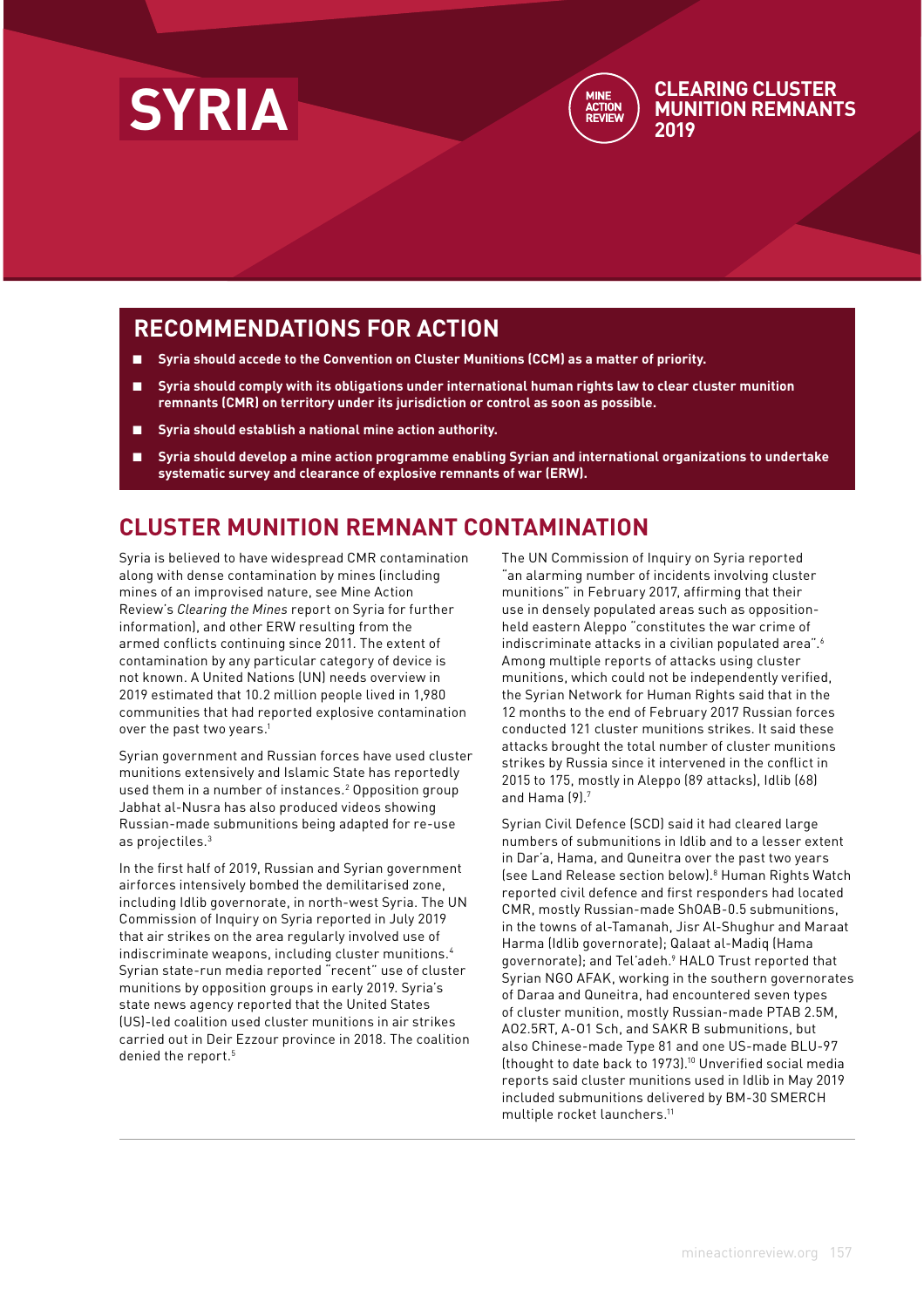# SYRIA

MINE ACTION REVIEW

CLEARING CLUSTER MUNITION REMNANTS 2019

## RECOMMENDATIONS FOR ACTION

- **Syria should accede to the Convention on Cluster Munitions (CCM) as a matter of priority.**
- **Syria should comply with its obligations under international human rights law to clear cluster munition remnants (CMR) on territory under its jurisdiction or control as soon as possible.**
- **Syria should establish a national mine action authority.**
- **Syria should develop a mine action programme enabling Syrian and international organizations to undertake systematic survey and clearance of explosive remnants of war (ERW).**

## CLUSTER MUNITION REMNANT CONTAMINATION

Syria is believed to have widespread CMR contamination along with dense contamination by mines (including mines of an improvised nature, see Mine Action Review's *Clearing the Mines* report on Syria for further information), and other ERW resulting from the armed conflicts continuing since 2011. The extent of contamination by any particular category of device is not known. A United Nations (UN) needs overview in 2019 estimated that 10.2 million people lived in 1,980 communities that had reported explosive contamination over the past two years.[1]

Syrian government and Russian forces have used cluster munitions extensively and Islamic State has reportedly used them in a number of instances.[2] Opposition group Jabhat al-Nusra has also produced videos showing Russian-made submunitions being adapted for re-use as projectiles.[3]

In the first half of 2019, Russian and Syrian government airforces intensively bombed the demilitarised zone, including Idlib governorate, in north-west Syria. The UN Commission of Inquiry on Syria reported in July 2019 that air strikes on the area regularly involved use of indiscriminate weapons, including cluster munitions.[4] Syrian state-run media reported "recent" use of cluster munitions by opposition groups in early 2019. Syria's state news agency reported that the United States (US)-led coalition used cluster munitions in air strikes carried out in Deir Ezzour province in 2018. The coalition denied the report.[5]

The UN Commission of Inquiry on Syria reported "an alarming number of incidents involving cluster munitions" in February 2017, affirming that their use in densely populated areas such as opposition-held eastern Aleppo "constitutes the war crime of indiscriminate attacks in a civilian populated area".[6] Among multiple reports of attacks using cluster munitions, which could not be independently verified, the Syrian Network for Human Rights said that in the 12 months to the end of February 2017 Russian forces conducted 121 cluster munitions strikes. It said these attacks brought the total number of cluster munitions strikes by Russia since it intervened in the conflict in 2015 to 175, mostly in Aleppo (89 attacks), Idlib (68) and Hama (9).[7]

Syrian Civil Defence (SCD) said it had cleared large numbers of submunitions in Idlib and to a lesser extent in Dar'a, Hama, and Quneitra over the past two years (see Land Release section below).[8] Human Rights Watch reported civil defence and first responders had located CMR, mostly Russian-made ShOAB-0.5 submunitions, in the towns of al-Tamanah, Jisr Al-Shughur and Maraat Harma (Idlib governorate); Qalaat al-Madiq (Hama governorate); and Tel'adeh.[9] HALO Trust reported that Syrian NGO AFAK, working in the southern governorates of Daraa and Quneitra, had encountered seven types of cluster munition, mostly Russian-made PTAB 2.5M, AO2.5RT, A-01 Sch, and SAKR B submunitions, but also Chinese-made Type 81 and one US-made BLU-97 (thought to date back to 1973).[10] Unverified social media reports said cluster munitions used in Idlib in May 2019 included submunitions delivered by BM-30 SMERCH multiple rocket launchers.[11]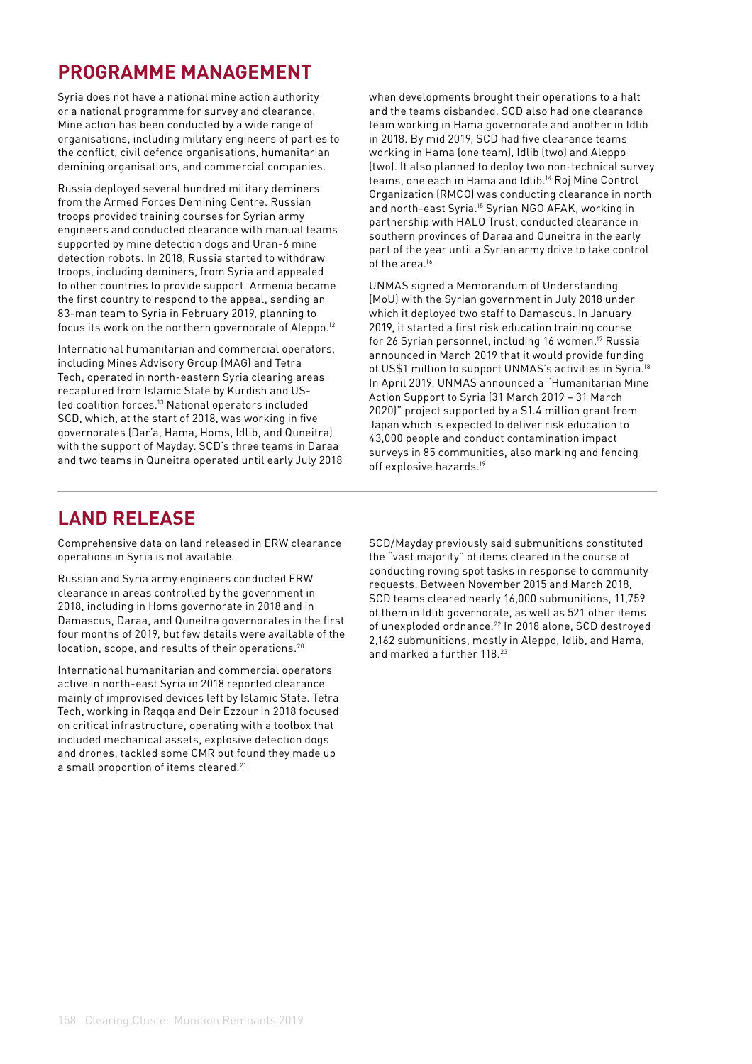## PROGRAMME MANAGEMENT

Syria does not have a national mine action authority or a national programme for survey and clearance. Mine action has been conducted by a wide range of organisations, including military engineers of parties to the conflict, civil defence organisations, humanitarian demining organisations, and commercial companies.

Russia deployed several hundred military deminers from the Armed Forces Demining Centre. Russian troops provided training courses for Syrian army engineers and conducted clearance with manual teams supported by mine detection dogs and Uran-6 mine detection robots. In 2018, Russia started to withdraw troops, including deminers, from Syria and appealed to other countries to provide support. Armenia became the first country to respond to the appeal, sending an 83-man team to Syria in February 2019, planning to focus its work on the northern governorate of Aleppo.[12]

International humanitarian and commercial operators, including Mines Advisory Group (MAG) and Tetra Tech, operated in north-eastern Syria clearing areas recaptured from Islamic State by Kurdish and US-led coalition forces.[13] National operators included SCD, which, at the start of 2018, was working in five governorates (Dar'a, Hama, Homs, Idlib, and Quneitra) with the support of Mayday. SCD's three teams in Daraa and two teams in Quneitra operated until early July 2018 when developments brought their operations to a halt and the teams disbanded. SCD also had one clearance team working in Hama governorate and another in Idlib in 2018. By mid 2019, SCD had five clearance teams working in Hama (one team), Idlib (two) and Aleppo (two). It also planned to deploy two non-technical survey teams, one each in Hama and Idlib.[14] Roj Mine Control Organization (RMCO) was conducting clearance in north and north-east Syria.[15] Syrian NGO AFAK, working in partnership with HALO Trust, conducted clearance in southern provinces of Daraa and Quneitra in the early part of the year until a Syrian army drive to take control of the area.[16]

UNMAS signed a Memorandum of Understanding (MoU) with the Syrian government in July 2018 under which it deployed two staff to Damascus. In January 2019, it started a first risk education training course for 26 Syrian personnel, including 16 women.[17] Russia announced in March 2019 that it would provide funding of US$1 million to support UNMAS's activities in Syria.[18] In April 2019, UNMAS announced a "Humanitarian Mine Action Support to Syria (31 March 2019 – 31 March 2020)" project supported by a $1.4 million grant from Japan which is expected to deliver risk education to 43,000 people and conduct contamination impact surveys in 85 communities, also marking and fencing off explosive hazards.[19]

## LAND RELEASE

Comprehensive data on land released in ERW clearance operations in Syria is not available.

Russian and Syria army engineers conducted ERW clearance in areas controlled by the government in 2018, including in Homs governorate in 2018 and in Damascus, Daraa, and Quneitra governorates in the first four months of 2019, but few details were available of the location, scope, and results of their operations.[20]

International humanitarian and commercial operators active in north-east Syria in 2018 reported clearance mainly of improvised devices left by Islamic State. Tetra Tech, working in Raqqa and Deir Ezzour in 2018 focused on critical infrastructure, operating with a toolbox that included mechanical assets, explosive detection dogs and drones, tackled some CMR but found they made up a small proportion of items cleared.[21]

SCD/Mayday previously said submunitions constituted the "vast majority" of items cleared in the course of conducting roving spot tasks in response to community requests. Between November 2015 and March 2018, SCD teams cleared nearly 16,000 submunitions, 11,759 of them in Idlib governorate, as well as 521 other items of unexploded ordnance.[22] In 2018 alone, SCD destroyed 2,162 submunitions, mostly in Aleppo, Idlib, and Hama, and marked a further 118.[23]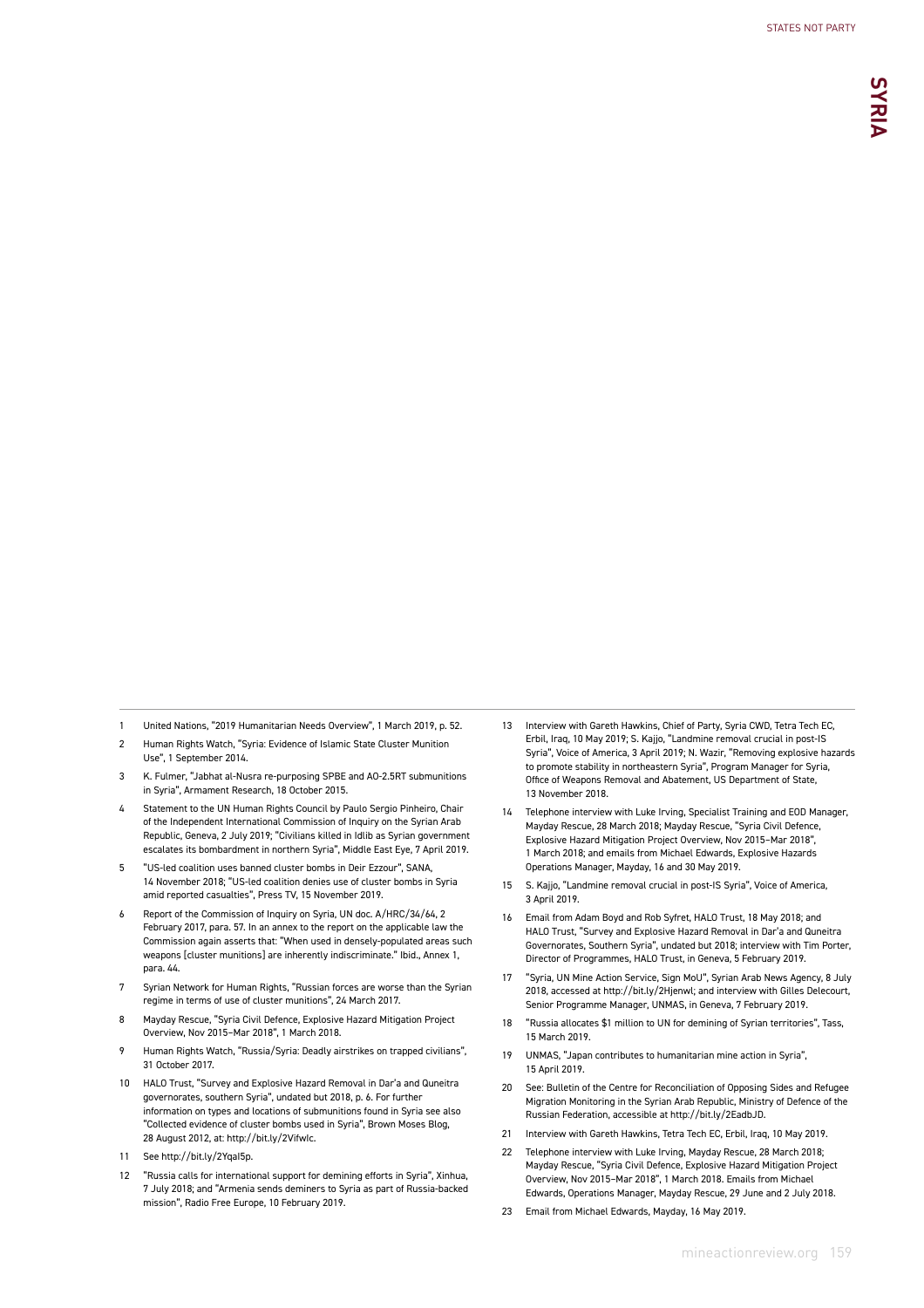1. United Nations, "2019 Humanitarian Needs Overview", 1 March 2019, p. 52.
2. Human Rights Watch, "Syria: Evidence of Islamic State Cluster Munition Use", 1 September 2014.
3. K. Fulmer, "Jabhat al-Nusra re-purposing SPBE and AO-2.5RT submunitions in Syria", Armament Research, 18 October 2015.
4. Statement to the UN Human Rights Council by Paulo Sergio Pinheiro, Chair of the Independent International Commission of Inquiry on the Syrian Arab Republic, Geneva, 2 July 2019; "Civilians killed in Idlib as Syrian government escalates its bombardment in northern Syria", Middle East Eye, 7 April 2019.
5. "US-led coalition uses banned cluster bombs in Deir Ezzour", SANA, 14 November 2018; "US-led coalition denies use of cluster bombs in Syria amid reported casualties", Press TV, 15 November 2019.
6. Report of the Commission of Inquiry on Syria, UN doc. A/HRC/34/64, 2 February 2017, para. 57. In an annex to the report on the applicable law the Commission again asserts that: "When used in densely-populated areas such weapons [cluster munitions] are inherently indiscriminate." Ibid., Annex 1, para. 44.
7. Syrian Network for Human Rights, "Russian forces are worse than the Syrian regime in terms of use of cluster munitions", 24 March 2017.
8. Mayday Rescue, "Syria Civil Defence, Explosive Hazard Mitigation Project Overview, Nov 2015–Mar 2018", 1 March 2018.
9. Human Rights Watch, "Russia/Syria: Deadly airstrikes on trapped civilians", 31 October 2017.
10. HALO Trust, "Survey and Explosive Hazard Removal in Dar'a and Quneitra governorates, southern Syria", undated but 2018, p. 6. For further information on types and locations of submunitions found in Syria see also "Collected evidence of cluster bombs used in Syria", Brown Moses Blog, 28 August 2012, at: http://bit.ly/2Vifwlc.
11. See http://bit.ly/2Yqal5p.
12. "Russia calls for international support for demining efforts in Syria", Xinhua, 7 July 2018; and "Armenia sends deminers to Syria as part of Russia-backed mission", Radio Free Europe, 10 February 2019.
13. Interview with Gareth Hawkins, Chief of Party, Syria CWD, Tetra Tech EC, Erbil, Iraq, 10 May 2019; S. Kajjo, "Landmine removal crucial in post-IS Syria", Voice of America, 3 April 2019; N. Wazir, "Removing explosive hazards to promote stability in northeastern Syria", Program Manager for Syria, Office of Weapons Removal and Abatement, US Department of State, 13 November 2018.
14. Telephone interview with Luke Irving, Specialist Training and EOD Manager, Mayday Rescue, 28 March 2018; Mayday Rescue, "Syria Civil Defence, Explosive Hazard Mitigation Project Overview, Nov 2015–Mar 2018", 1 March 2018; and emails from Michael Edwards, Explosive Hazards Operations Manager, Mayday, 16 and 30 May 2019.
15. S. Kajjo, "Landmine removal crucial in post-IS Syria", Voice of America, 3 April 2019.
16. Email from Adam Boyd and Rob Syfret, HALO Trust, 18 May 2018; and HALO Trust, "Survey and Explosive Hazard Removal in Dar'a and Quneitra Governorates, Southern Syria", undated but 2018; interview with Tim Porter, Director of Programmes, HALO Trust, in Geneva, 5 February 2019.
17. "Syria, UN Mine Action Service, Sign MoU", Syrian Arab News Agency, 8 July 2018, accessed at http://bit.ly/2Hjenwl; and interview with Gilles Delecourt, Senior Programme Manager, UNMAS, in Geneva, 7 February 2019.
18. "Russia allocates $1 million to UN for demining of Syrian territories", Tass, 15 March 2019.
19. UNMAS, "Japan contributes to humanitarian mine action in Syria", 15 April 2019.
20. See: Bulletin of the Centre for Reconciliation of Opposing Sides and Refugee Migration Monitoring in the Syrian Arab Republic, Ministry of Defence of the Russian Federation, accessible at http://bit.ly/2EadbJD.
21. Interview with Gareth Hawkins, Tetra Tech EC, Erbil, Iraq, 10 May 2019.
22. Telephone interview with Luke Irving, Mayday Rescue, 28 March 2018; Mayday Rescue, "Syria Civil Defence, Explosive Hazard Mitigation Project Overview, Nov 2015–Mar 2018", 1 March 2018. Emails from Michael Edwards, Operations Manager, Mayday Rescue, 29 June and 2 July 2018.
23. Email from Michael Edwards, Mayday, 16 May 2019.